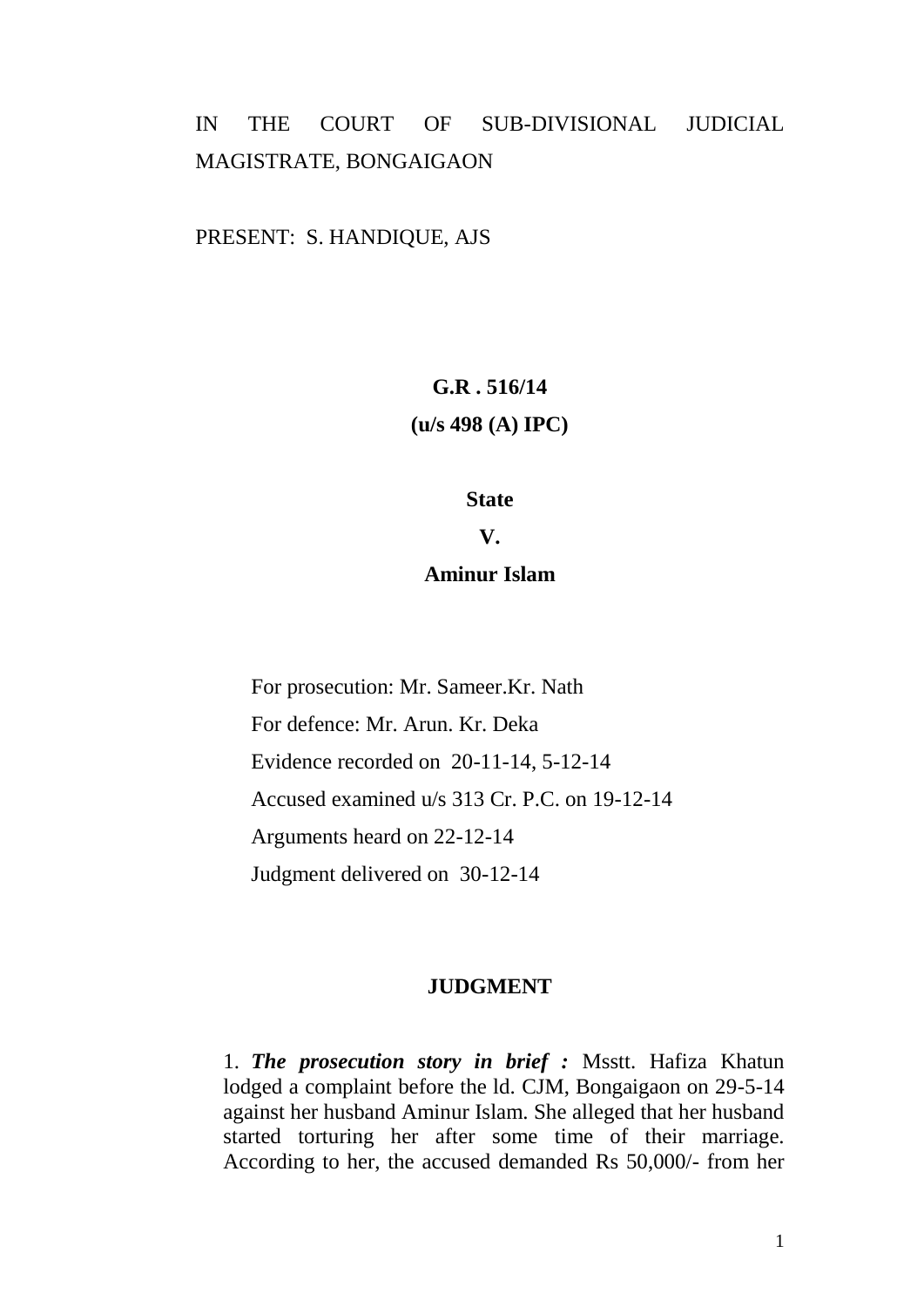IN THE COURT OF SUB-DIVISIONAL JUDICIAL MAGISTRATE, BONGAIGAON

PRESENT: S. HANDIQUE, AJS

**G.R . 516/14**

**(u/s 498 (A) IPC)**

**State**

**V.**

**Aminur Islam**

For prosecution: Mr. Sameer.Kr. Nath

For defence: Mr. Arun. Kr. Deka

Evidence recorded on 20-11-14, 5-12-14

Accused examined u/s 313 Cr. P.C. on 19-12-14

Arguments heard on 22-12-14

Judgment delivered on 30-12-14

## JUDGMENT

1. ***The prosecution story in brief :*** Msstt. Hafiza Khatun lodged a complaint before the ld. CJM, Bongaigaon on 29-5-14 against her husband Aminur Islam. She alleged that her husband started torturing her after some time of their marriage. According to her, the accused demanded Rs 50,000/- from her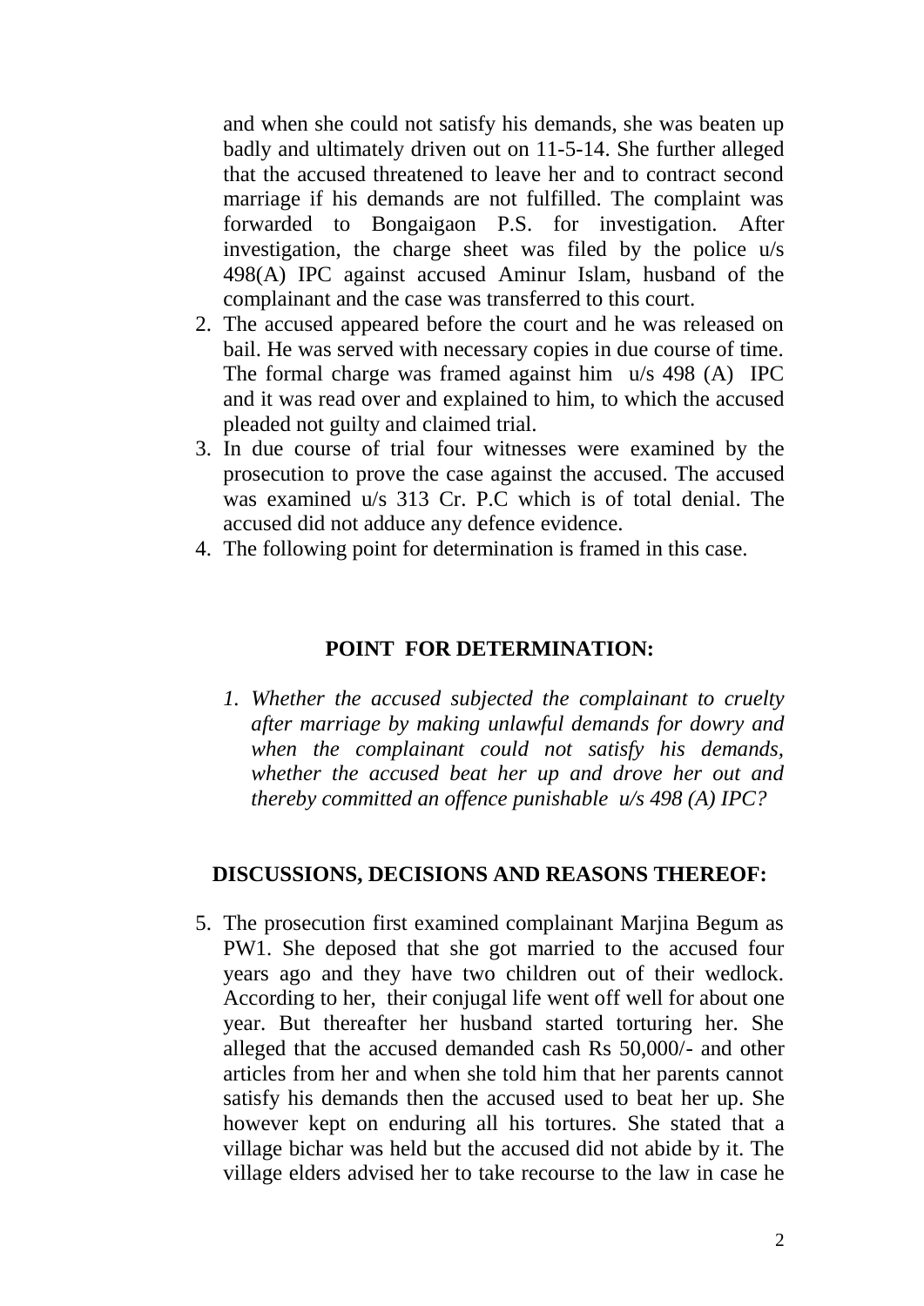and when she could not satisfy his demands, she was beaten up badly and ultimately driven out on 11-5-14. She further alleged that the accused threatened to leave her and to contract second marriage if his demands are not fulfilled. The complaint was forwarded to Bongaigaon P.S. for investigation. After investigation, the charge sheet was filed by the police u/s 498(A) IPC against accused Aminur Islam, husband of the complainant and the case was transferred to this court.

2. The accused appeared before the court and he was released on bail. He was served with necessary copies in due course of time. The formal charge was framed against him u/s 498 (A) IPC and it was read over and explained to him, to which the accused pleaded not guilty and claimed trial.
3. In due course of trial four witnesses were examined by the prosecution to prove the case against the accused. The accused was examined u/s 313 Cr. P.C which is of total denial. The accused did not adduce any defence evidence.
4. The following point for determination is framed in this case.

**POINT FOR DETERMINATION:**

1. *Whether the accused subjected the complainant to cruelty after marriage by making unlawful demands for dowry and when the complainant could not satisfy his demands, whether the accused beat her up and drove her out and thereby committed an offence punishable u/s 498 (A) IPC?*

**DISCUSSIONS, DECISIONS AND REASONS THEREOF:**

5. The prosecution first examined complainant Marjina Begum as PW1. She deposed that she got married to the accused four years ago and they have two children out of their wedlock. According to her, their conjugal life went off well for about one year. But thereafter her husband started torturing her. She alleged that the accused demanded cash Rs 50,000/- and other articles from her and when she told him that her parents cannot satisfy his demands then the accused used to beat her up. She however kept on enduring all his tortures. She stated that a village bichar was held but the accused did not abide by it. The village elders advised her to take recourse to the law in case he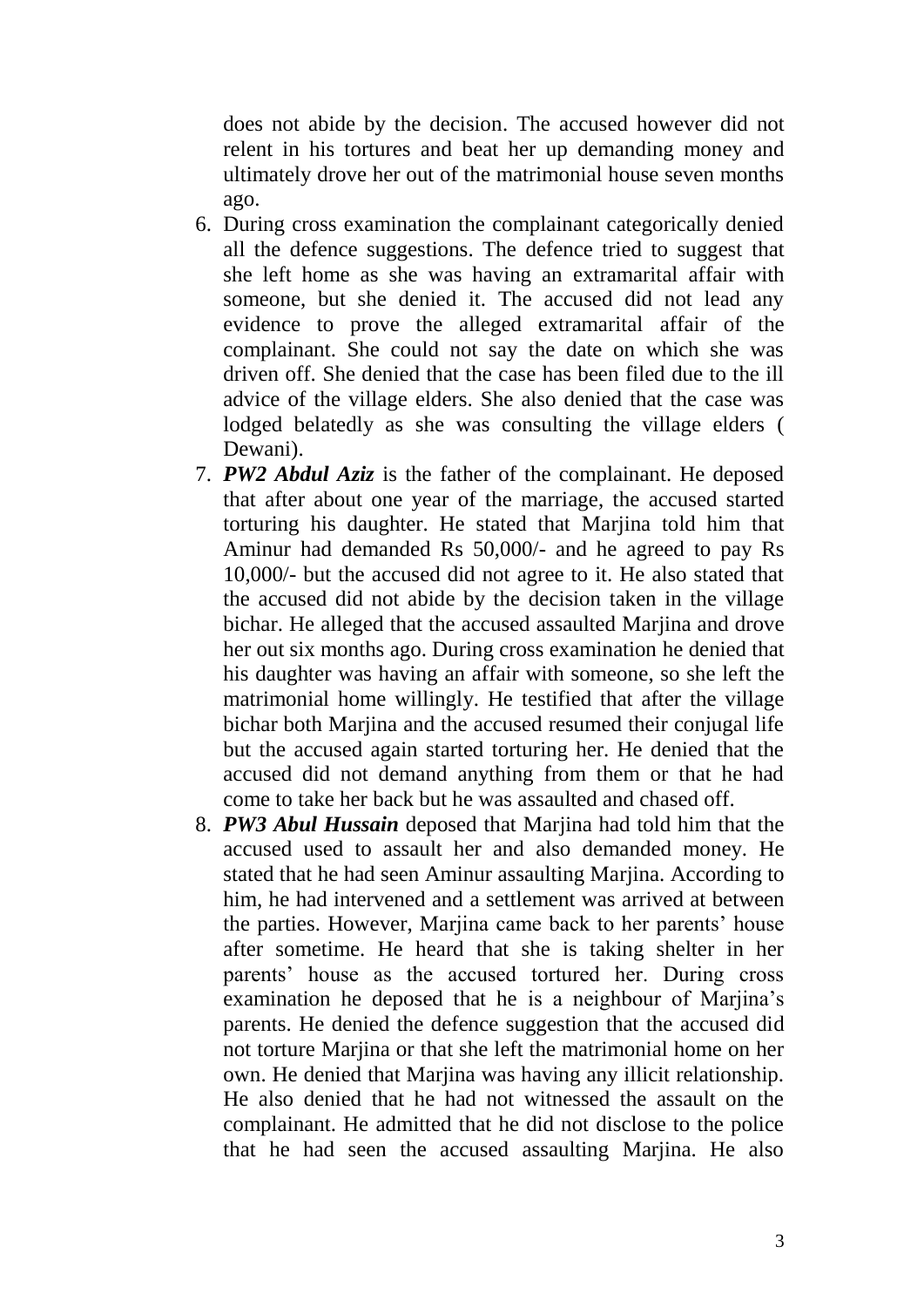does not abide by the decision. The accused however did not relent in his tortures and beat her up demanding money and ultimately drove her out of the matrimonial house seven months ago.

6. During cross examination the complainant categorically denied all the defence suggestions. The defence tried to suggest that she left home as she was having an extramarital affair with someone, but she denied it. The accused did not lead any evidence to prove the alleged extramarital affair of the complainant. She could not say the date on which she was driven off. She denied that the case has been filed due to the ill advice of the village elders. She also denied that the case was lodged belatedly as she was consulting the village elders ( Dewani).
7. ***PW2 Abdul Aziz*** is the father of the complainant. He deposed that after about one year of the marriage, the accused started torturing his daughter. He stated that Marjina told him that Aminur had demanded Rs 50,000/- and he agreed to pay Rs 10,000/- but the accused did not agree to it. He also stated that the accused did not abide by the decision taken in the village bichar. He alleged that the accused assaulted Marjina and drove her out six months ago. During cross examination he denied that his daughter was having an affair with someone, so she left the matrimonial home willingly. He testified that after the village bichar both Marjina and the accused resumed their conjugal life but the accused again started torturing her. He denied that the accused did not demand anything from them or that he had come to take her back but he was assaulted and chased off.
8. ***PW3 Abul Hussain*** deposed that Marjina had told him that the accused used to assault her and also demanded money. He stated that he had seen Aminur assaulting Marjina. According to him, he had intervened and a settlement was arrived at between the parties. However, Marjina came back to her parents' house after sometime. He heard that she is taking shelter in her parents' house as the accused tortured her. During cross examination he deposed that he is a neighbour of Marjina's parents. He denied the defence suggestion that the accused did not torture Marjina or that she left the matrimonial home on her own. He denied that Marjina was having any illicit relationship. He also denied that he had not witnessed the assault on the complainant. He admitted that he did not disclose to the police that he had seen the accused assaulting Marjina. He also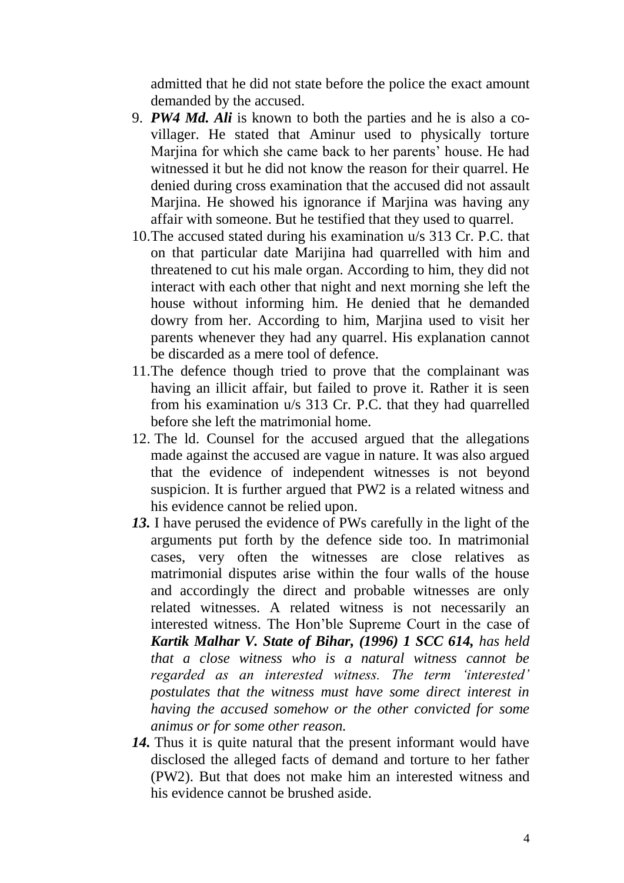admitted that he did not state before the police the exact amount demanded by the accused.

9. ***PW4 Md. Ali*** is known to both the parties and he is also a co-villager. He stated that Aminur used to physically torture Marjina for which she came back to her parents' house. He had witnessed it but he did not know the reason for their quarrel. He denied during cross examination that the accused did not assault Marjina. He showed his ignorance if Marjina was having any affair with someone. But he testified that they used to quarrel.

10. The accused stated during his examination u/s 313 Cr. P.C. that on that particular date Marijina had quarrelled with him and threatened to cut his male organ. According to him, they did not interact with each other that night and next morning she left the house without informing him. He denied that he demanded dowry from her. According to him, Marjina used to visit her parents whenever they had any quarrel. His explanation cannot be discarded as a mere tool of defence.

11. The defence though tried to prove that the complainant was having an illicit affair, but failed to prove it. Rather it is seen from his examination u/s 313 Cr. P.C. that they had quarrelled before she left the matrimonial home.

12. The ld. Counsel for the accused argued that the allegations made against the accused are vague in nature. It was also argued that the evidence of independent witnesses is not beyond suspicion. It is further argued that PW2 is a related witness and his evidence cannot be relied upon.

***13.*** I have perused the evidence of PWs carefully in the light of the arguments put forth by the defence side too. In matrimonial cases, very often the witnesses are close relatives as matrimonial disputes arise within the four walls of the house and accordingly the direct and probable witnesses are only related witnesses. A related witness is not necessarily an interested witness. The Hon'ble Supreme Court in the case of ***Kartik Malhar V. State of Bihar, (1996) 1 SCC 614,*** *has held that a close witness who is a natural witness cannot be regarded as an interested witness. The term 'interested' postulates that the witness must have some direct interest in having the accused somehow or the other convicted for some animus or for some other reason.*

***14.*** Thus it is quite natural that the present informant would have disclosed the alleged facts of demand and torture to her father (PW2). But that does not make him an interested witness and his evidence cannot be brushed aside.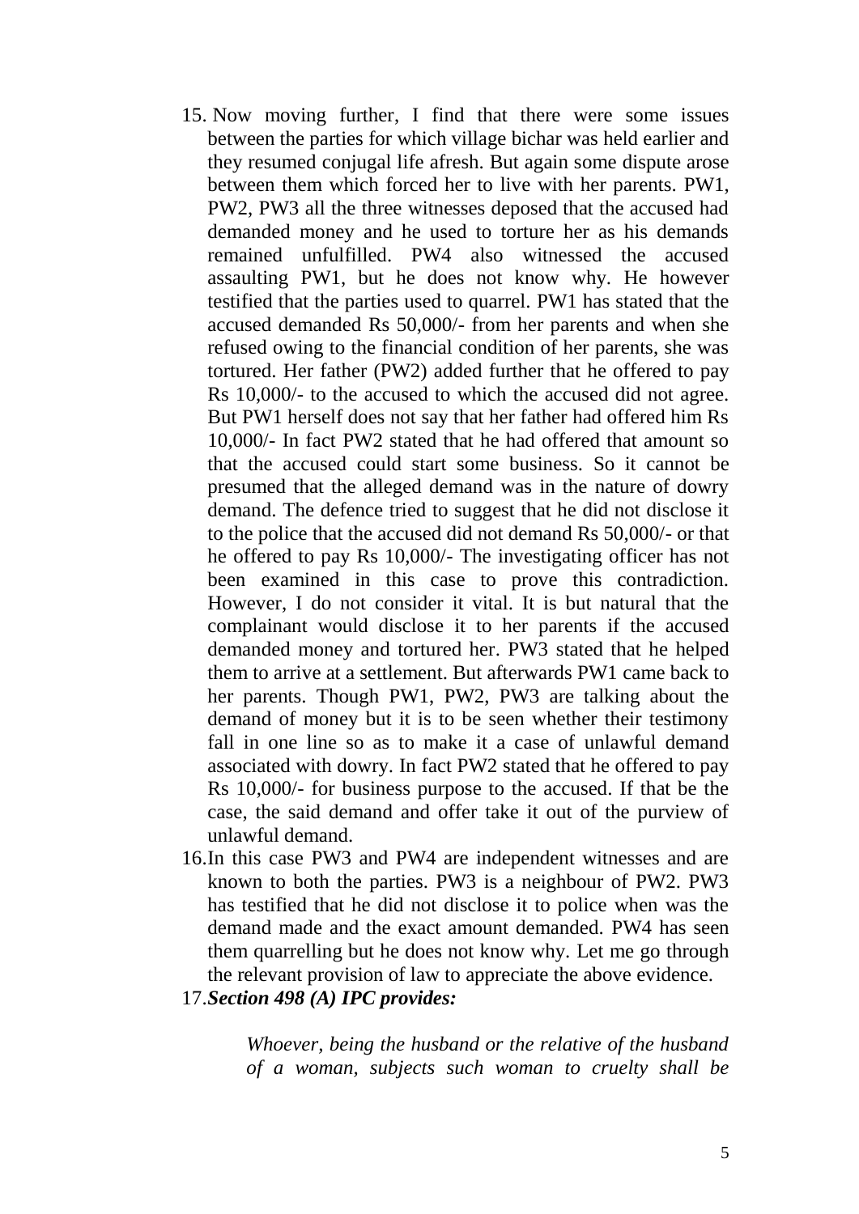15. Now moving further, I find that there were some issues between the parties for which village bichar was held earlier and they resumed conjugal life afresh. But again some dispute arose between them which forced her to live with her parents. PW1, PW2, PW3 all the three witnesses deposed that the accused had demanded money and he used to torture her as his demands remained unfulfilled. PW4 also witnessed the accused assaulting PW1, but he does not know why. He however testified that the parties used to quarrel. PW1 has stated that the accused demanded Rs 50,000/- from her parents and when she refused owing to the financial condition of her parents, she was tortured. Her father (PW2) added further that he offered to pay Rs 10,000/- to the accused to which the accused did not agree. But PW1 herself does not say that her father had offered him Rs 10,000/- In fact PW2 stated that he had offered that amount so that the accused could start some business. So it cannot be presumed that the alleged demand was in the nature of dowry demand. The defence tried to suggest that he did not disclose it to the police that the accused did not demand Rs 50,000/- or that he offered to pay Rs 10,000/- The investigating officer has not been examined in this case to prove this contradiction. However, I do not consider it vital. It is but natural that the complainant would disclose it to her parents if the accused demanded money and tortured her. PW3 stated that he helped them to arrive at a settlement. But afterwards PW1 came back to her parents. Though PW1, PW2, PW3 are talking about the demand of money but it is to be seen whether their testimony fall in one line so as to make it a case of unlawful demand associated with dowry. In fact PW2 stated that he offered to pay Rs 10,000/- for business purpose to the accused. If that be the case, the said demand and offer take it out of the purview of unlawful demand.

16. In this case PW3 and PW4 are independent witnesses and are known to both the parties. PW3 is a neighbour of PW2. PW3 has testified that he did not disclose it to police when was the demand made and the exact amount demanded. PW4 has seen them quarrelling but he does not know why. Let me go through the relevant provision of law to appreciate the above evidence.

17. ***Section 498 (A) IPC provides:***

> *Whoever, being the husband or the relative of the husband of a woman, subjects such woman to cruelty shall be*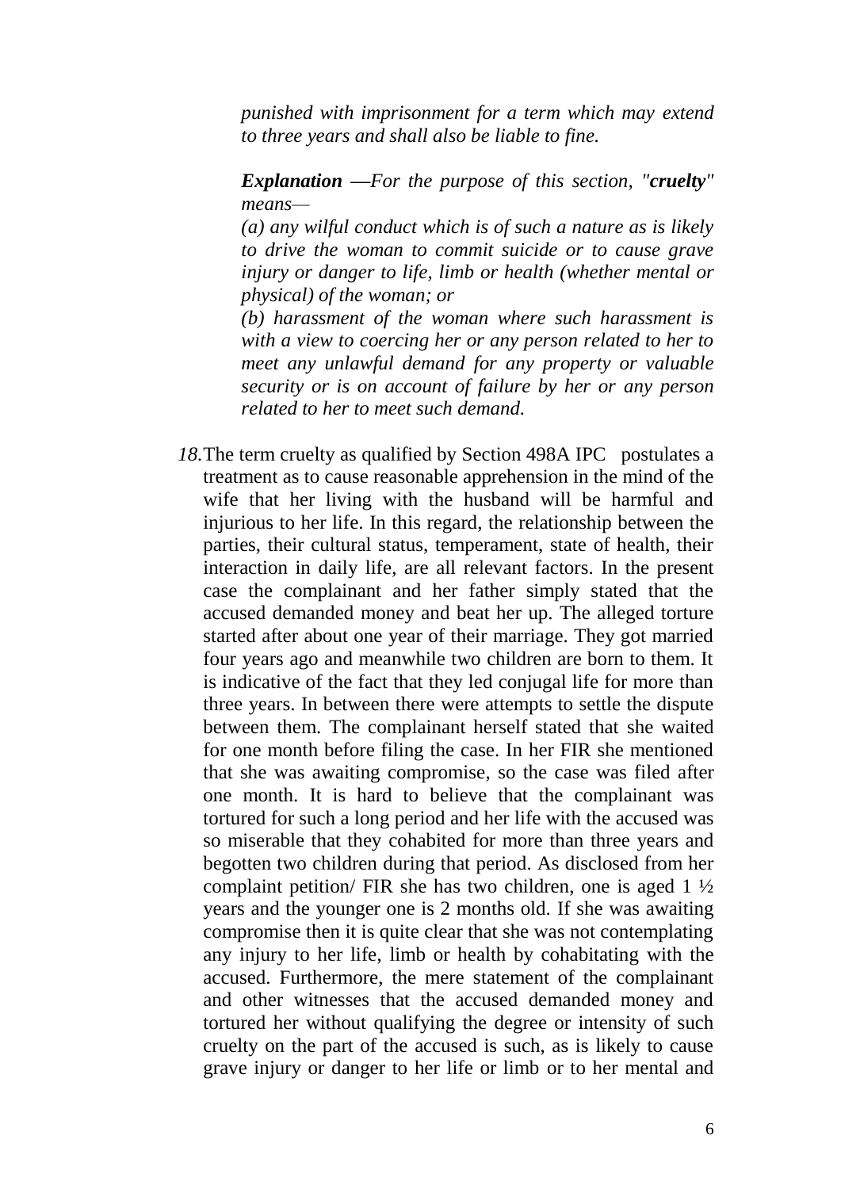*punished with imprisonment for a term which may extend to three years and shall also be liable to fine.*

***Explanation —****For the purpose of this section, "****cruelty****" means—*

*(a) any wilful conduct which is of such a nature as is likely to drive the woman to commit suicide or to cause grave injury or danger to life, limb or health (whether mental or physical) of the woman; or*

*(b) harassment of the woman where such harassment is with a view to coercing her or any person related to her to meet any unlawful demand for any property or valuable security or is on account of failure by her or any person related to her to meet such demand.*

*18.* The term cruelty as qualified by Section 498A IPC postulates a treatment as to cause reasonable apprehension in the mind of the wife that her living with the husband will be harmful and injurious to her life. In this regard, the relationship between the parties, their cultural status, temperament, state of health, their interaction in daily life, are all relevant factors. In the present case the complainant and her father simply stated that the accused demanded money and beat her up. The alleged torture started after about one year of their marriage. They got married four years ago and meanwhile two children are born to them. It is indicative of the fact that they led conjugal life for more than three years. In between there were attempts to settle the dispute between them. The complainant herself stated that she waited for one month before filing the case. In her FIR she mentioned that she was awaiting compromise, so the case was filed after one month. It is hard to believe that the complainant was tortured for such a long period and her life with the accused was so miserable that they cohabited for more than three years and begotten two children during that period. As disclosed from her complaint petition/ FIR she has two children, one is aged 1 ½ years and the younger one is 2 months old. If she was awaiting compromise then it is quite clear that she was not contemplating any injury to her life, limb or health by cohabitating with the accused. Furthermore, the mere statement of the complainant and other witnesses that the accused demanded money and tortured her without qualifying the degree or intensity of such cruelty on the part of the accused is such, as is likely to cause grave injury or danger to her life or limb or to her mental and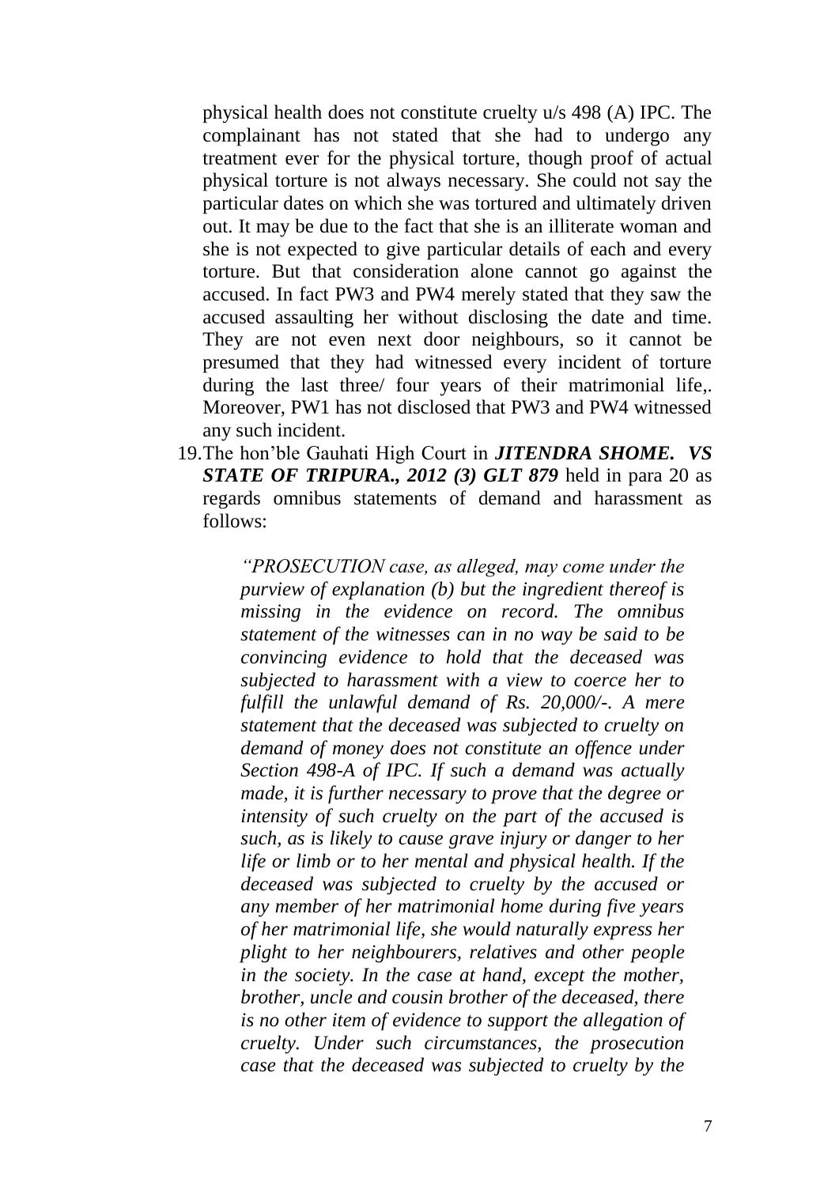physical health does not constitute cruelty u/s 498 (A) IPC. The complainant has not stated that she had to undergo any treatment ever for the physical torture, though proof of actual physical torture is not always necessary. She could not say the particular dates on which she was tortured and ultimately driven out. It may be due to the fact that she is an illiterate woman and she is not expected to give particular details of each and every torture. But that consideration alone cannot go against the accused. In fact PW3 and PW4 merely stated that they saw the accused assaulting her without disclosing the date and time. They are not even next door neighbours, so it cannot be presumed that they had witnessed every incident of torture during the last three/ four years of their matrimonial life,. Moreover, PW1 has not disclosed that PW3 and PW4 witnessed any such incident.

19. The hon'ble Gauhati High Court in ***JITENDRA SHOME. VS STATE OF TRIPURA., 2012 (3) GLT 879*** held in para 20 as regards omnibus statements of demand and harassment as follows:

> *"PROSECUTION case, as alleged, may come under the purview of explanation (b) but the ingredient thereof is missing in the evidence on record. The omnibus statement of the witnesses can in no way be said to be convincing evidence to hold that the deceased was subjected to harassment with a view to coerce her to fulfill the unlawful demand of Rs. 20,000/-. A mere statement that the deceased was subjected to cruelty on demand of money does not constitute an offence under Section 498-A of IPC. If such a demand was actually made, it is further necessary to prove that the degree or intensity of such cruelty on the part of the accused is such, as is likely to cause grave injury or danger to her life or limb or to her mental and physical health. If the deceased was subjected to cruelty by the accused or any member of her matrimonial home during five years of her matrimonial life, she would naturally express her plight to her neighbourers, relatives and other people in the society. In the case at hand, except the mother, brother, uncle and cousin brother of the deceased, there is no other item of evidence to support the allegation of cruelty. Under such circumstances, the prosecution case that the deceased was subjected to cruelty by the*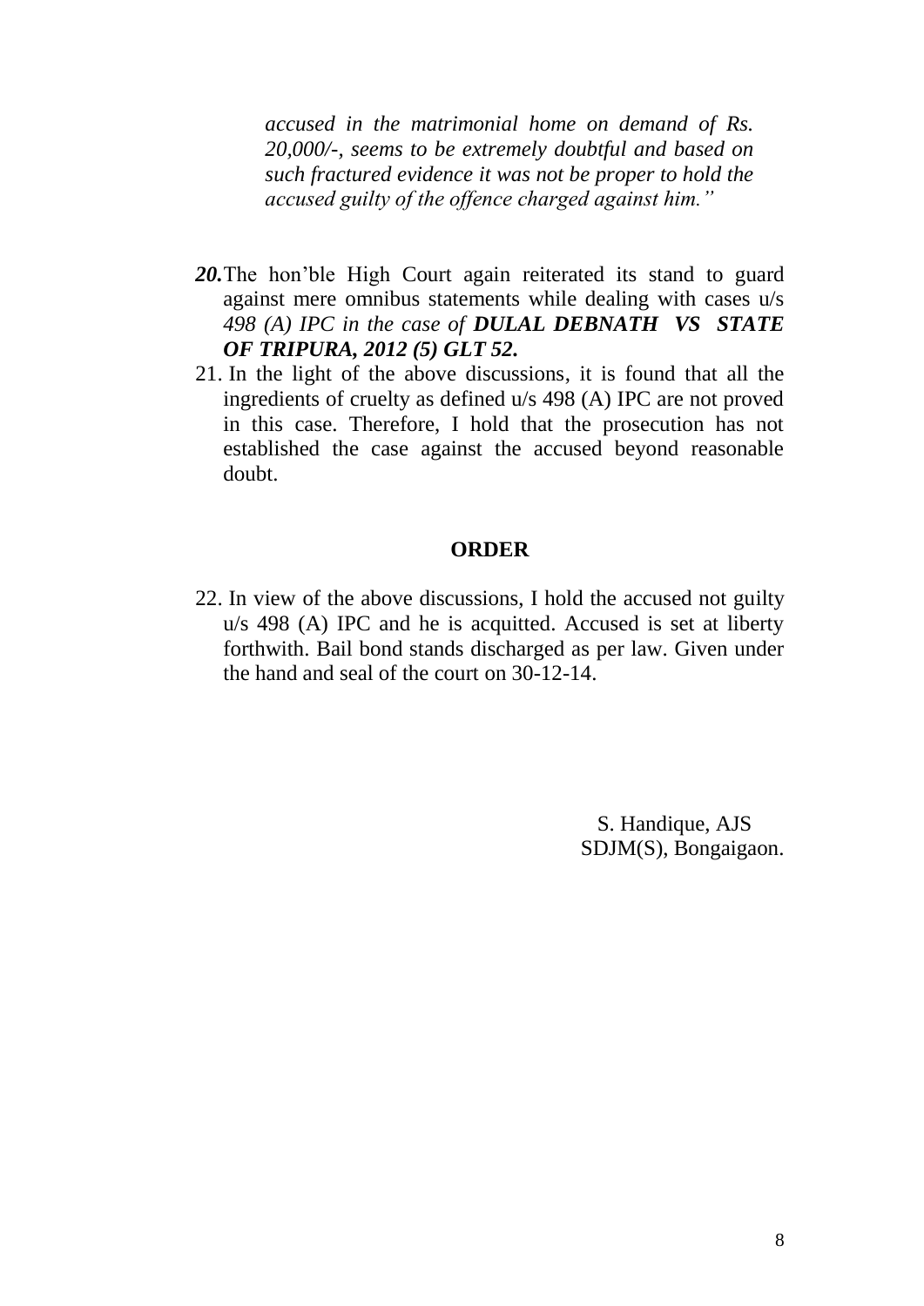*accused in the matrimonial home on demand of Rs. 20,000/-, seems to be extremely doubtful and based on such fractured evidence it was not be proper to hold the accused guilty of the offence charged against him.”*

***20.*** The hon’ble High Court again reiterated its stand to guard against mere omnibus statements while dealing with cases u/s *498 (A) IPC in the case of **DULAL DEBNATH VS STATE OF TRIPURA, 2012 (5) GLT 52.***

21. In the light of the above discussions, it is found that all the ingredients of cruelty as defined u/s 498 (A) IPC are not proved in this case. Therefore, I hold that the prosecution has not established the case against the accused beyond reasonable doubt.

**ORDER**

22. In view of the above discussions, I hold the accused not guilty u/s 498 (A) IPC and he is acquitted. Accused is set at liberty forthwith. Bail bond stands discharged as per law. Given under the hand and seal of the court on 30-12-14.

S. Handique, AJS
SDJM(S), Bongaigaon.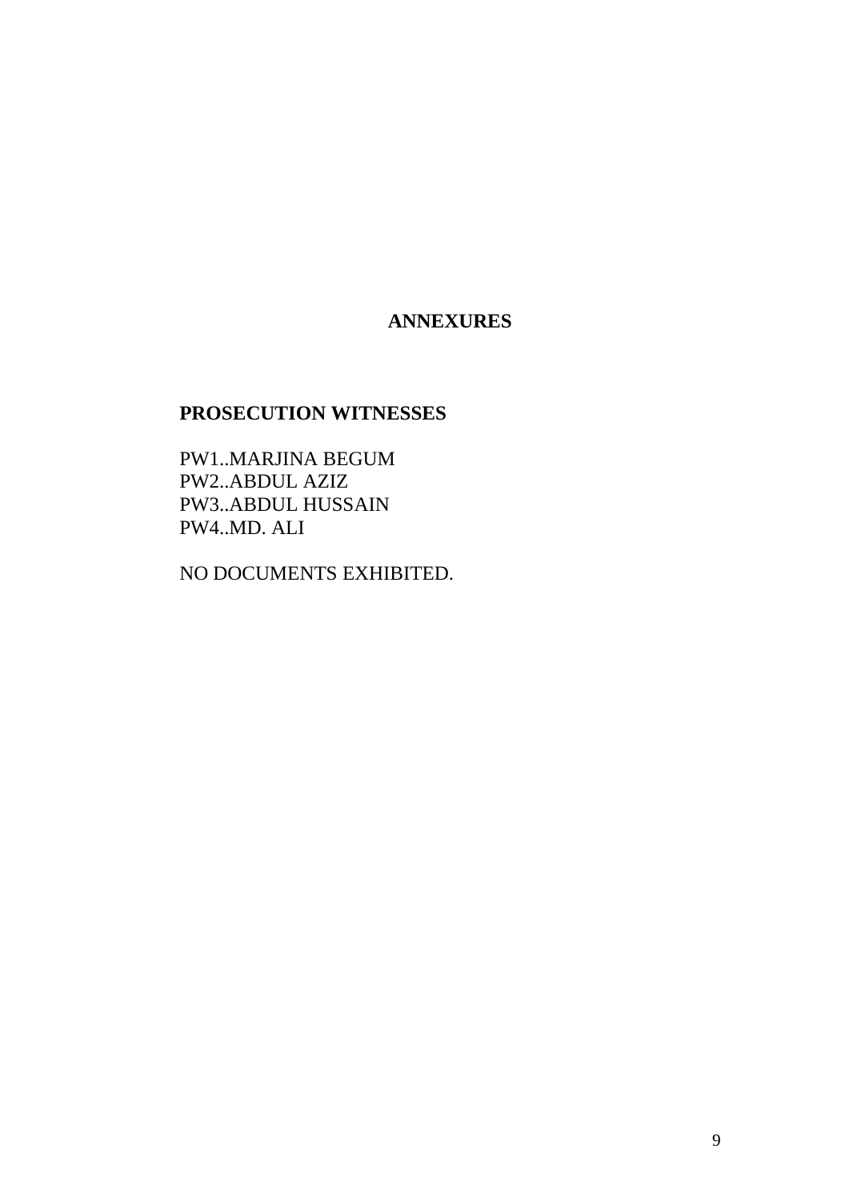# ANNEXURES

## PROSECUTION WITNESSES

PW1..MARJINA BEGUM
PW2..ABDUL AZIZ
PW3..ABDUL HUSSAIN
PW4..MD. ALI

NO DOCUMENTS EXHIBITED.